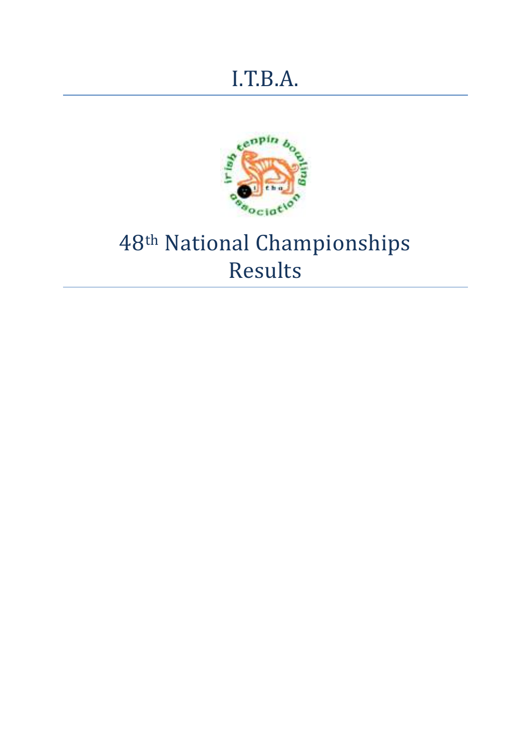# I.T.B.A.

# 48th National Championships Results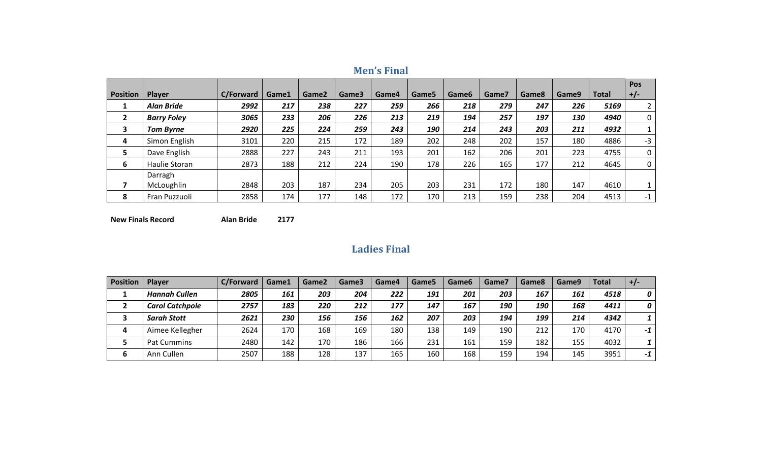## Men's Final

| Position | Player | C/Forward | Game1 | Game2 | Game3 | Game4 | Game5 | Game6 | Game7 | Game8 | Game9 | Total | Pos +/- |
|---|---|---|---|---|---|---|---|---|---|---|---|---|---|
| 1 | ***Alan Bride*** | ***2992*** | ***217*** | ***238*** | ***227*** | ***259*** | ***266*** | ***218*** | ***279*** | ***247*** | ***226*** | ***5169*** | 2 |
| 2 | ***Barry Foley*** | ***3065*** | ***233*** | ***206*** | ***226*** | ***213*** | ***219*** | ***194*** | ***257*** | ***197*** | ***130*** | ***4940*** | 0 |
| 3 | ***Tom Byrne*** | ***2920*** | ***225*** | ***224*** | ***259*** | ***243*** | ***190*** | ***214*** | ***243*** | ***203*** | ***211*** | ***4932*** | 1 |
| 4 | Simon English | 3101 | 220 | 215 | 172 | 189 | 202 | 248 | 202 | 157 | 180 | 4886 | -3 |
| 5 | Dave English | 2888 | 227 | 243 | 211 | 193 | 201 | 162 | 206 | 201 | 223 | 4755 | 0 |
| 6 | Haulie Storan | 2873 | 188 | 212 | 224 | 190 | 178 | 226 | 165 | 177 | 212 | 4645 | 0 |
| 7 | Darragh McLoughlin | 2848 | 203 | 187 | 234 | 205 | 203 | 231 | 172 | 180 | 147 | 4610 | 1 |
| 8 | Fran Puzzuoli | 2858 | 174 | 177 | 148 | 172 | 170 | 213 | 159 | 238 | 204 | 4513 | -1 |

**New Finals Record** **Alan Bride** **2177**

## Ladies Final

| Position | Player | C/Forward | Game1 | Game2 | Game3 | Game4 | Game5 | Game6 | Game7 | Game8 | Game9 | Total | +/- |
|---|---|---|---|---|---|---|---|---|---|---|---|---|---|
| 1 | ***Hannah Cullen*** | ***2805*** | ***161*** | ***203*** | ***204*** | ***222*** | ***191*** | ***201*** | ***203*** | ***167*** | ***161*** | ***4518*** | ***0*** |
| 2 | ***Carol Catchpole*** | ***2757*** | ***183*** | ***220*** | ***212*** | ***177*** | ***147*** | ***167*** | ***190*** | ***190*** | ***168*** | ***4411*** | ***0*** |
| 3 | ***Sarah Stott*** | ***2621*** | ***230*** | ***156*** | ***156*** | ***162*** | ***207*** | ***203*** | ***194*** | ***199*** | ***214*** | ***4342*** | ***1*** |
| 4 | Aimee Kellegher | 2624 | 170 | 168 | 169 | 180 | 138 | 149 | 190 | 212 | 170 | 4170 | ***-1*** |
| 5 | Pat Cummins | 2480 | 142 | 170 | 186 | 166 | 231 | 161 | 159 | 182 | 155 | 4032 | ***1*** |
| 6 | Ann Cullen | 2507 | 188 | 128 | 137 | 165 | 160 | 168 | 159 | 194 | 145 | 3951 | ***-1*** |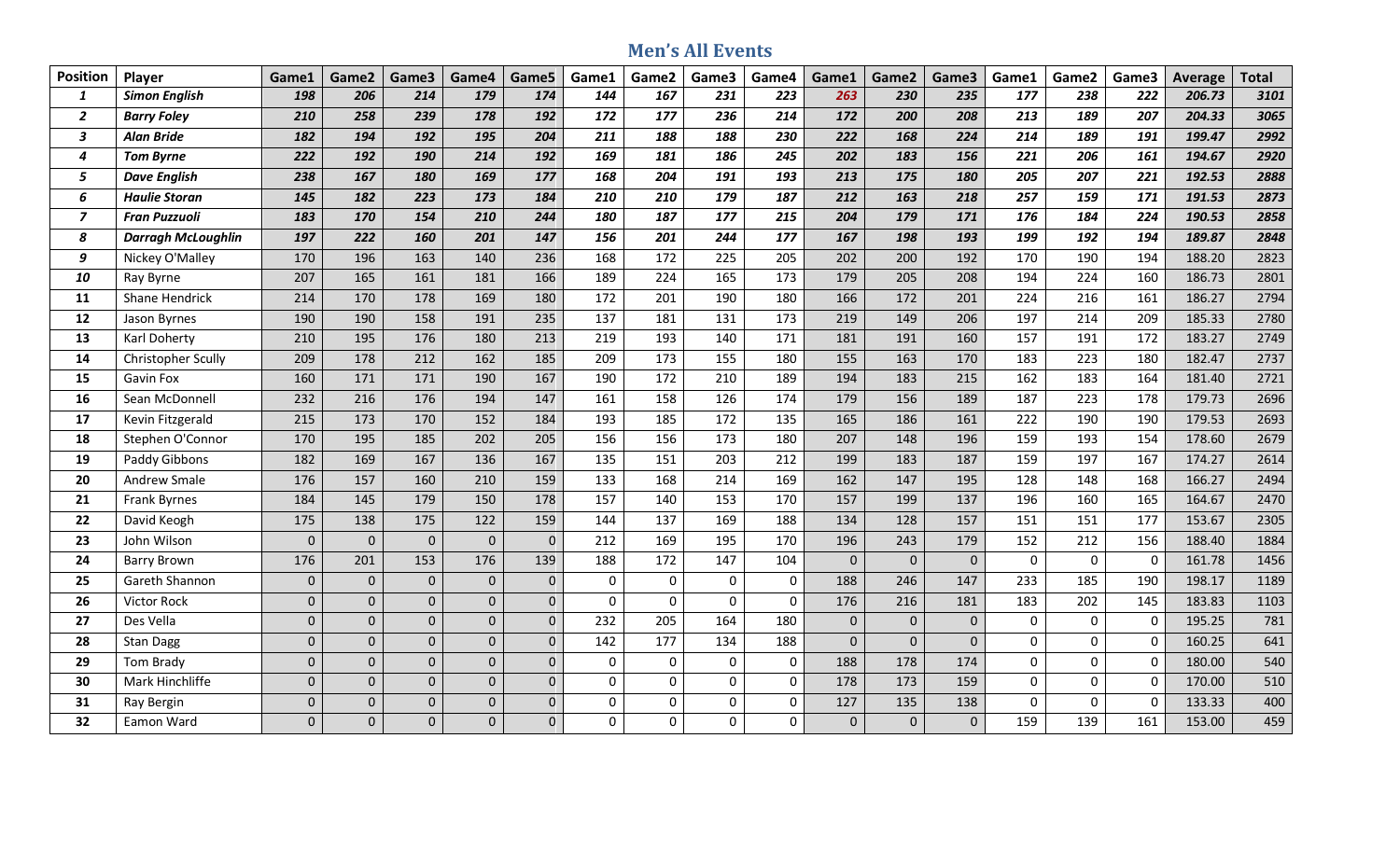## Men's All Events

| Position | Player | Game1 | Game2 | Game3 | Game4 | Game5 | Game1 | Game2 | Game3 | Game4 | Game1 | Game2 | Game3 | Game1 | Game2 | Game3 | Average | Total |
|---|---|---|---|---|---|---|---|---|---|---|---|---|---|---|---|---|---|---|
| ***1*** | ***Simon English*** | ***198*** | ***206*** | ***214*** | ***179*** | ***174*** | ***144*** | ***167*** | ***231*** | ***223*** | ***263*** | ***230*** | ***235*** | ***177*** | ***238*** | ***222*** | ***206.73*** | ***3101*** |
| ***2*** | ***Barry Foley*** | ***210*** | ***258*** | ***239*** | ***178*** | ***192*** | ***172*** | ***177*** | ***236*** | ***214*** | ***172*** | ***200*** | ***208*** | ***213*** | ***189*** | ***207*** | ***204.33*** | ***3065*** |
| ***3*** | ***Alan Bride*** | ***182*** | ***194*** | ***192*** | ***195*** | ***204*** | ***211*** | ***188*** | ***188*** | ***230*** | ***222*** | ***168*** | ***224*** | ***214*** | ***189*** | ***191*** | ***199.47*** | ***2992*** |
| ***4*** | ***Tom Byrne*** | ***222*** | ***192*** | ***190*** | ***214*** | ***192*** | ***169*** | ***181*** | ***186*** | ***245*** | ***202*** | ***183*** | ***156*** | ***221*** | ***206*** | ***161*** | ***194.67*** | ***2920*** |
| ***5*** | ***Dave English*** | ***238*** | ***167*** | ***180*** | ***169*** | ***177*** | ***168*** | ***204*** | ***191*** | ***193*** | ***213*** | ***175*** | ***180*** | ***205*** | ***207*** | ***221*** | ***192.53*** | ***2888*** |
| ***6*** | ***Haulie Storan*** | ***145*** | ***182*** | ***223*** | ***173*** | ***184*** | ***210*** | ***210*** | ***179*** | ***187*** | ***212*** | ***163*** | ***218*** | ***257*** | ***159*** | ***171*** | ***191.53*** | ***2873*** |
| ***7*** | ***Fran Puzzuoli*** | ***183*** | ***170*** | ***154*** | ***210*** | ***244*** | ***180*** | ***187*** | ***177*** | ***215*** | ***204*** | ***179*** | ***171*** | ***176*** | ***184*** | ***224*** | ***190.53*** | ***2858*** |
| ***8*** | ***Darragh McLoughlin*** | ***197*** | ***222*** | ***160*** | ***201*** | ***147*** | ***156*** | ***201*** | ***244*** | ***177*** | ***167*** | ***198*** | ***193*** | ***199*** | ***192*** | ***194*** | ***189.87*** | ***2848*** |
| *9* | Nickey O'Malley | 170 | 196 | 163 | 140 | 236 | 168 | 172 | 225 | 205 | 202 | 200 | 192 | 170 | 190 | 194 | 188.20 | 2823 |
| *10* | Ray Byrne | 207 | 165 | 161 | 181 | 166 | 189 | 224 | 165 | 173 | 179 | 205 | 208 | 194 | 224 | 160 | 186.73 | 2801 |
| 11 | Shane Hendrick | 214 | 170 | 178 | 169 | 180 | 172 | 201 | 190 | 180 | 166 | 172 | 201 | 224 | 216 | 161 | 186.27 | 2794 |
| 12 | Jason Byrnes | 190 | 190 | 158 | 191 | 235 | 137 | 181 | 131 | 173 | 219 | 149 | 206 | 197 | 214 | 209 | 185.33 | 2780 |
| 13 | Karl Doherty | 210 | 195 | 176 | 180 | 213 | 219 | 193 | 140 | 171 | 181 | 191 | 160 | 157 | 191 | 172 | 183.27 | 2749 |
| 14 | Christopher Scully | 209 | 178 | 212 | 162 | 185 | 209 | 173 | 155 | 180 | 155 | 163 | 170 | 183 | 223 | 180 | 182.47 | 2737 |
| 15 | Gavin Fox | 160 | 171 | 171 | 190 | 167 | 190 | 172 | 210 | 189 | 194 | 183 | 215 | 162 | 183 | 164 | 181.40 | 2721 |
| 16 | Sean McDonnell | 232 | 216 | 176 | 194 | 147 | 161 | 158 | 126 | 174 | 179 | 156 | 189 | 187 | 223 | 178 | 179.73 | 2696 |
| 17 | Kevin Fitzgerald | 215 | 173 | 170 | 152 | 184 | 193 | 185 | 172 | 135 | 165 | 186 | 161 | 222 | 190 | 190 | 179.53 | 2693 |
| 18 | Stephen O'Connor | 170 | 195 | 185 | 202 | 205 | 156 | 156 | 173 | 180 | 207 | 148 | 196 | 159 | 193 | 154 | 178.60 | 2679 |
| 19 | Paddy Gibbons | 182 | 169 | 167 | 136 | 167 | 135 | 151 | 203 | 212 | 199 | 183 | 187 | 159 | 197 | 167 | 174.27 | 2614 |
| 20 | Andrew Smale | 176 | 157 | 160 | 210 | 159 | 133 | 168 | 214 | 169 | 162 | 147 | 195 | 128 | 148 | 168 | 166.27 | 2494 |
| 21 | Frank Byrnes | 184 | 145 | 179 | 150 | 178 | 157 | 140 | 153 | 170 | 157 | 199 | 137 | 196 | 160 | 165 | 164.67 | 2470 |
| 22 | David Keogh | 175 | 138 | 175 | 122 | 159 | 144 | 137 | 169 | 188 | 134 | 128 | 157 | 151 | 151 | 177 | 153.67 | 2305 |
| 23 | John Wilson | 0 | 0 | 0 | 0 | 0 | 212 | 169 | 195 | 170 | 196 | 243 | 179 | 152 | 212 | 156 | 188.40 | 1884 |
| 24 | Barry Brown | 176 | 201 | 153 | 176 | 139 | 188 | 172 | 147 | 104 | 0 | 0 | 0 | 0 | 0 | 0 | 161.78 | 1456 |
| 25 | Gareth Shannon | 0 | 0 | 0 | 0 | 0 | 0 | 0 | 0 | 0 | 188 | 246 | 147 | 233 | 185 | 190 | 198.17 | 1189 |
| 26 | Victor Rock | 0 | 0 | 0 | 0 | 0 | 0 | 0 | 0 | 0 | 176 | 216 | 181 | 183 | 202 | 145 | 183.83 | 1103 |
| 27 | Des Vella | 0 | 0 | 0 | 0 | 0 | 232 | 205 | 164 | 180 | 0 | 0 | 0 | 0 | 0 | 0 | 195.25 | 781 |
| 28 | Stan Dagg | 0 | 0 | 0 | 0 | 0 | 142 | 177 | 134 | 188 | 0 | 0 | 0 | 0 | 0 | 0 | 160.25 | 641 |
| 29 | Tom Brady | 0 | 0 | 0 | 0 | 0 | 0 | 0 | 0 | 0 | 188 | 178 | 174 | 0 | 0 | 0 | 180.00 | 540 |
| 30 | Mark Hinchliffe | 0 | 0 | 0 | 0 | 0 | 0 | 0 | 0 | 0 | 178 | 173 | 159 | 0 | 0 | 0 | 170.00 | 510 |
| 31 | Ray Bergin | 0 | 0 | 0 | 0 | 0 | 0 | 0 | 0 | 0 | 127 | 135 | 138 | 0 | 0 | 0 | 133.33 | 400 |
| 32 | Eamon Ward | 0 | 0 | 0 | 0 | 0 | 0 | 0 | 0 | 0 | 0 | 0 | 0 | 159 | 139 | 161 | 153.00 | 459 |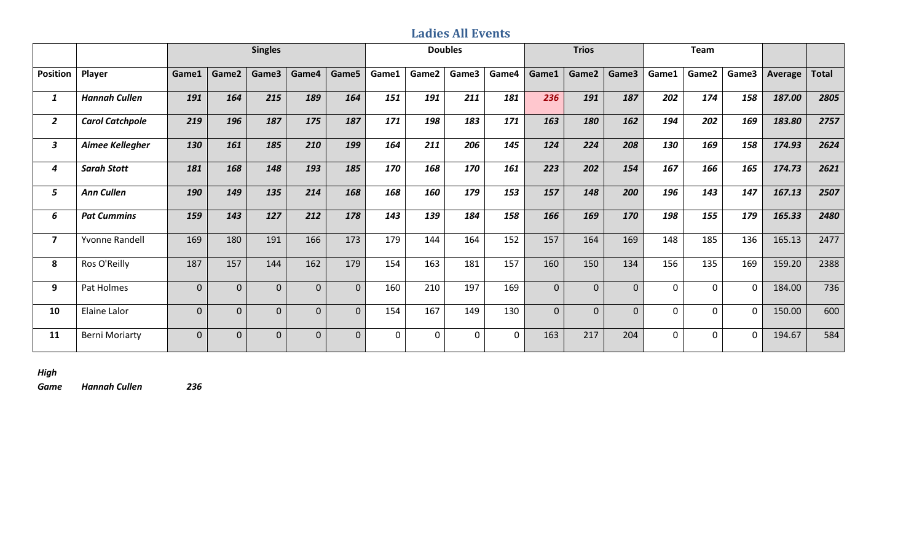## Ladies All Events

| | | Singles | | | | | Doubles | | | | Trios | | | Team | | | | |
|---|---|---|---|---|---|---|---|---|---|---|---|---|---|---|---|---|---|---|
| **Position** | **Player** | **Game1** | **Game2** | **Game3** | **Game4** | **Game5** | **Game1** | **Game2** | **Game3** | **Game4** | **Game1** | **Game2** | **Game3** | **Game1** | **Game2** | **Game3** | **Average** | **Total** |
| ***1*** | ***Hannah Cullen*** | ***191*** | ***164*** | ***215*** | ***189*** | ***164*** | ***151*** | ***191*** | ***211*** | ***181*** | ***236*** | ***191*** | ***187*** | ***202*** | ***174*** | ***158*** | ***187.00*** | ***2805*** |
| ***2*** | ***Carol Catchpole*** | ***219*** | ***196*** | ***187*** | ***175*** | ***187*** | ***171*** | ***198*** | ***183*** | ***171*** | ***163*** | ***180*** | ***162*** | ***194*** | ***202*** | ***169*** | ***183.80*** | ***2757*** |
| ***3*** | ***Aimee Kellegher*** | ***130*** | ***161*** | ***185*** | ***210*** | ***199*** | ***164*** | ***211*** | ***206*** | ***145*** | ***124*** | ***224*** | ***208*** | ***130*** | ***169*** | ***158*** | ***174.93*** | ***2624*** |
| ***4*** | ***Sarah Stott*** | ***181*** | ***168*** | ***148*** | ***193*** | ***185*** | ***170*** | ***168*** | ***170*** | ***161*** | ***223*** | ***202*** | ***154*** | ***167*** | ***166*** | ***165*** | ***174.73*** | ***2621*** |
| ***5*** | ***Ann Cullen*** | ***190*** | ***149*** | ***135*** | ***214*** | ***168*** | ***168*** | ***160*** | ***179*** | ***153*** | ***157*** | ***148*** | ***200*** | ***196*** | ***143*** | ***147*** | ***167.13*** | ***2507*** |
| ***6*** | ***Pat Cummins*** | ***159*** | ***143*** | ***127*** | ***212*** | ***178*** | ***143*** | ***139*** | ***184*** | ***158*** | ***166*** | ***169*** | ***170*** | ***198*** | ***155*** | ***179*** | ***165.33*** | ***2480*** |
| **7** | Yvonne Randell | 169 | 180 | 191 | 166 | 173 | 179 | 144 | 164 | 152 | 157 | 164 | 169 | 148 | 185 | 136 | 165.13 | 2477 |
| **8** | Ros O'Reilly | 187 | 157 | 144 | 162 | 179 | 154 | 163 | 181 | 157 | 160 | 150 | 134 | 156 | 135 | 169 | 159.20 | 2388 |
| **9** | Pat Holmes | 0 | 0 | 0 | 0 | 0 | 160 | 210 | 197 | 169 | 0 | 0 | 0 | 0 | 0 | 0 | 184.00 | 736 |
| **10** | Elaine Lalor | 0 | 0 | 0 | 0 | 0 | 154 | 167 | 149 | 130 | 0 | 0 | 0 | 0 | 0 | 0 | 150.00 | 600 |
| **11** | Berni Moriarty | 0 | 0 | 0 | 0 | 0 | 0 | 0 | 0 | 0 | 163 | 217 | 204 | 0 | 0 | 0 | 194.67 | 584 |

***High Game*** ***Hannah Cullen*** ***236***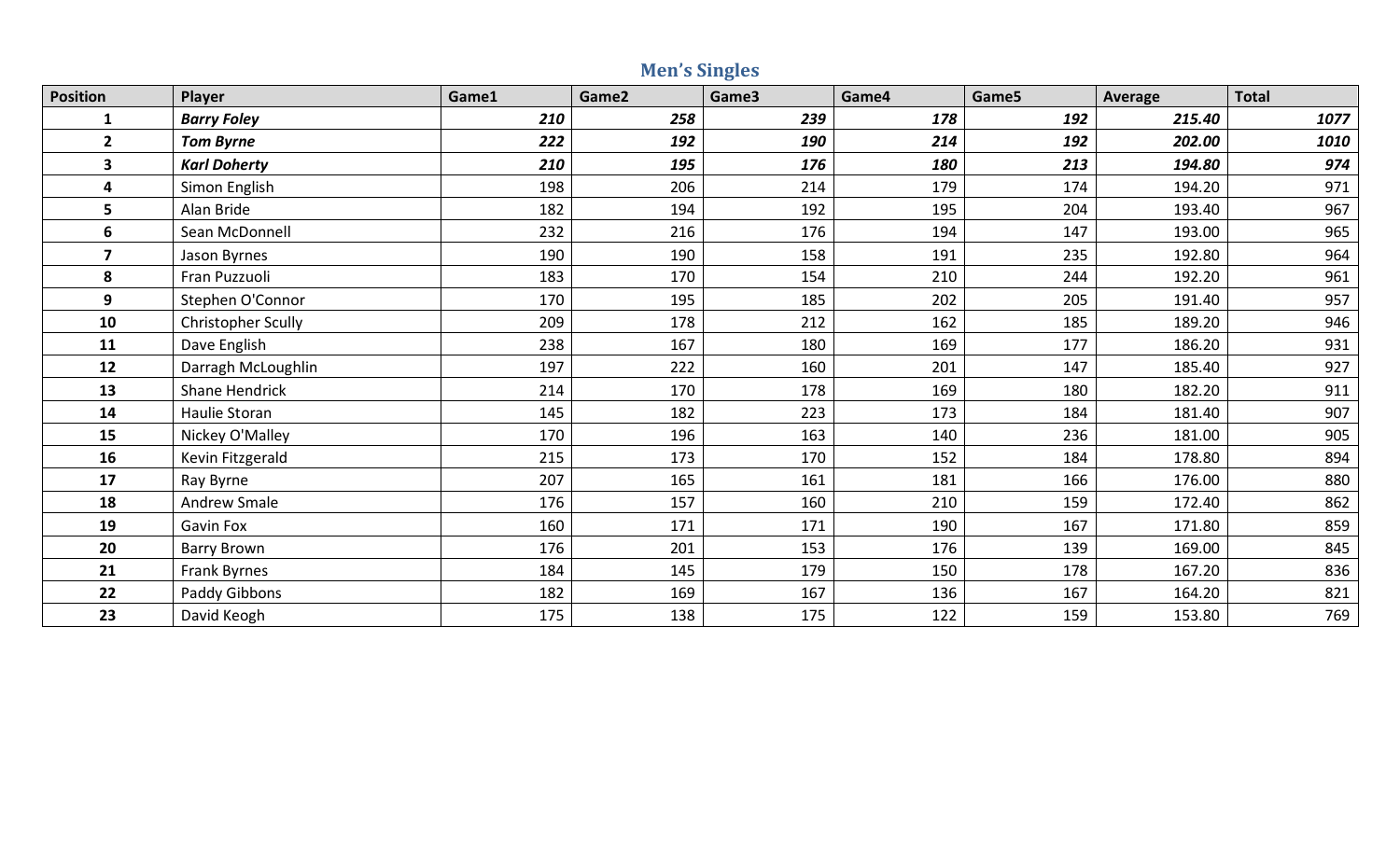## Men's Singles

| Position | Player | Game1 | Game2 | Game3 | Game4 | Game5 | Average | Total |
|---|---|---|---|---|---|---|---|---|
| **1** | ***Barry Foley*** | ***210*** | ***258*** | ***239*** | ***178*** | ***192*** | ***215.40*** | ***1077*** |
| **2** | ***Tom Byrne*** | ***222*** | ***192*** | ***190*** | ***214*** | ***192*** | ***202.00*** | ***1010*** |
| **3** | ***Karl Doherty*** | ***210*** | ***195*** | ***176*** | ***180*** | ***213*** | ***194.80*** | ***974*** |
| **4** | Simon English | 198 | 206 | 214 | 179 | 174 | 194.20 | 971 |
| **5** | Alan Bride | 182 | 194 | 192 | 195 | 204 | 193.40 | 967 |
| **6** | Sean McDonnell | 232 | 216 | 176 | 194 | 147 | 193.00 | 965 |
| **7** | Jason Byrnes | 190 | 190 | 158 | 191 | 235 | 192.80 | 964 |
| **8** | Fran Puzzuoli | 183 | 170 | 154 | 210 | 244 | 192.20 | 961 |
| **9** | Stephen O'Connor | 170 | 195 | 185 | 202 | 205 | 191.40 | 957 |
| **10** | Christopher Scully | 209 | 178 | 212 | 162 | 185 | 189.20 | 946 |
| **11** | Dave English | 238 | 167 | 180 | 169 | 177 | 186.20 | 931 |
| **12** | Darragh McLoughlin | 197 | 222 | 160 | 201 | 147 | 185.40 | 927 |
| **13** | Shane Hendrick | 214 | 170 | 178 | 169 | 180 | 182.20 | 911 |
| **14** | Haulie Storan | 145 | 182 | 223 | 173 | 184 | 181.40 | 907 |
| **15** | Nickey O'Malley | 170 | 196 | 163 | 140 | 236 | 181.00 | 905 |
| **16** | Kevin Fitzgerald | 215 | 173 | 170 | 152 | 184 | 178.80 | 894 |
| **17** | Ray Byrne | 207 | 165 | 161 | 181 | 166 | 176.00 | 880 |
| **18** | Andrew Smale | 176 | 157 | 160 | 210 | 159 | 172.40 | 862 |
| **19** | Gavin Fox | 160 | 171 | 171 | 190 | 167 | 171.80 | 859 |
| **20** | Barry Brown | 176 | 201 | 153 | 176 | 139 | 169.00 | 845 |
| **21** | Frank Byrnes | 184 | 145 | 179 | 150 | 178 | 167.20 | 836 |
| **22** | Paddy Gibbons | 182 | 169 | 167 | 136 | 167 | 164.20 | 821 |
| **23** | David Keogh | 175 | 138 | 175 | 122 | 159 | 153.80 | 769 |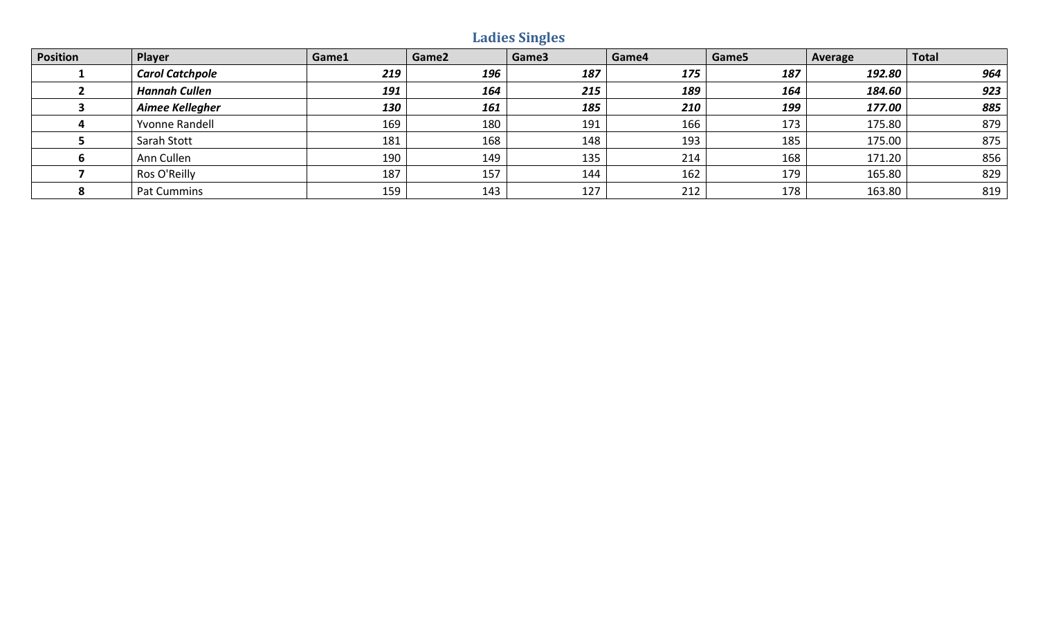## Ladies Singles

| Position | Player | Game1 | Game2 | Game3 | Game4 | Game5 | Average | Total |
|---|---|---|---|---|---|---|---|---|
| **1** | ***Carol Catchpole*** | ***219*** | ***196*** | ***187*** | ***175*** | ***187*** | ***192.80*** | ***964*** |
| **2** | ***Hannah Cullen*** | ***191*** | ***164*** | ***215*** | ***189*** | ***164*** | ***184.60*** | ***923*** |
| **3** | ***Aimee Kellegher*** | ***130*** | ***161*** | ***185*** | ***210*** | ***199*** | ***177.00*** | ***885*** |
| **4** | Yvonne Randell | 169 | 180 | 191 | 166 | 173 | 175.80 | 879 |
| **5** | Sarah Stott | 181 | 168 | 148 | 193 | 185 | 175.00 | 875 |
| **6** | Ann Cullen | 190 | 149 | 135 | 214 | 168 | 171.20 | 856 |
| **7** | Ros O'Reilly | 187 | 157 | 144 | 162 | 179 | 165.80 | 829 |
| **8** | Pat Cummins | 159 | 143 | 127 | 212 | 178 | 163.80 | 819 |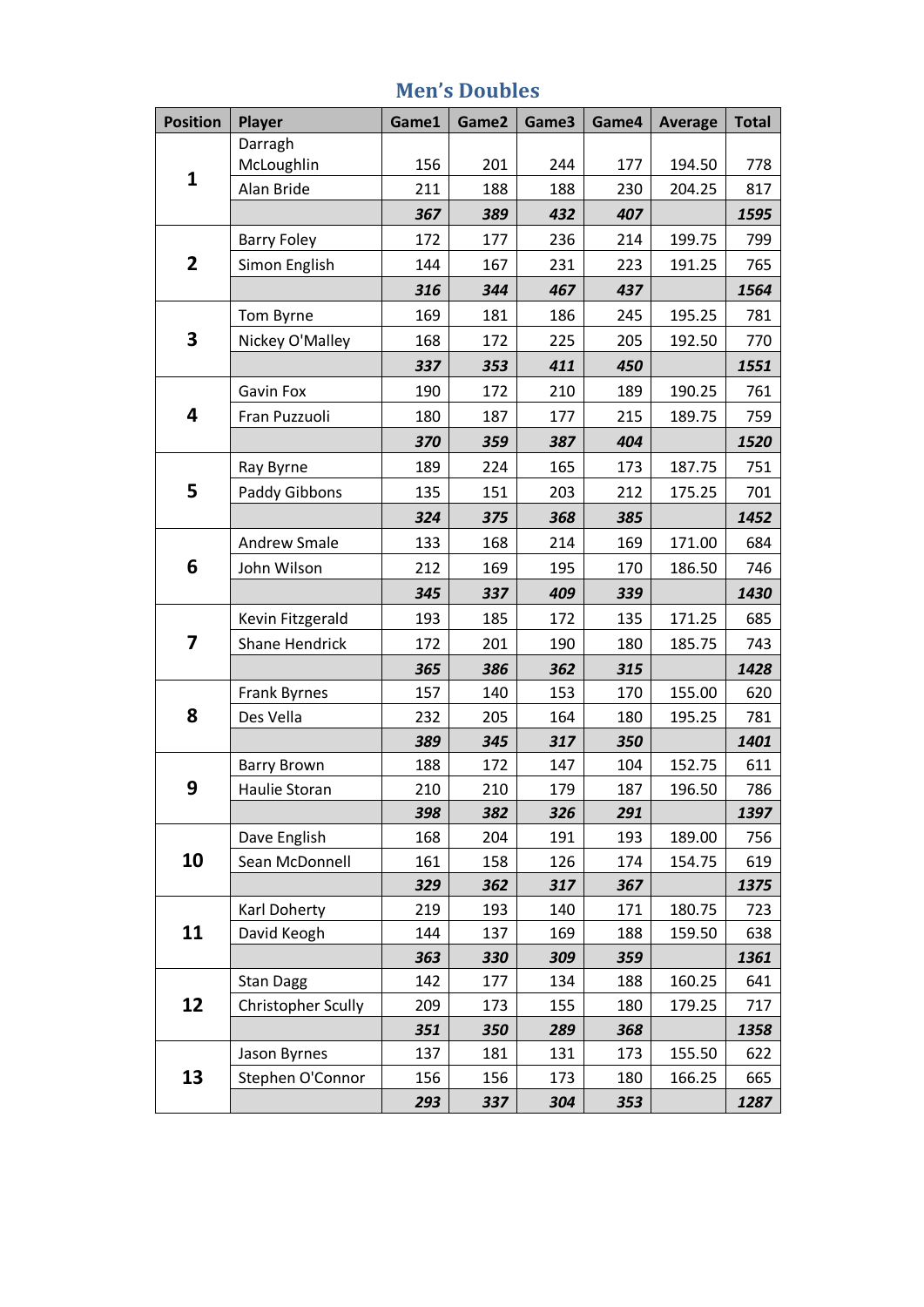## Men's Doubles

| Position | Player | Game1 | Game2 | Game3 | Game4 | Average | Total |
|---|---|---|---|---|---|---|---|
| 1 | Darragh McLoughlin | 156 | 201 | 244 | 177 | 194.50 | 778 |
| | Alan Bride | 211 | 188 | 188 | 230 | 204.25 | 817 |
| | | ***367*** | ***389*** | ***432*** | ***407*** | | ***1595*** |
| 2 | Barry Foley | 172 | 177 | 236 | 214 | 199.75 | 799 |
| | Simon English | 144 | 167 | 231 | 223 | 191.25 | 765 |
| | | ***316*** | ***344*** | ***467*** | ***437*** | | ***1564*** |
| 3 | Tom Byrne | 169 | 181 | 186 | 245 | 195.25 | 781 |
| | Nickey O'Malley | 168 | 172 | 225 | 205 | 192.50 | 770 |
| | | ***337*** | ***353*** | ***411*** | ***450*** | | ***1551*** |
| 4 | Gavin Fox | 190 | 172 | 210 | 189 | 190.25 | 761 |
| | Fran Puzzuoli | 180 | 187 | 177 | 215 | 189.75 | 759 |
| | | ***370*** | ***359*** | ***387*** | ***404*** | | ***1520*** |
| 5 | Ray Byrne | 189 | 224 | 165 | 173 | 187.75 | 751 |
| | Paddy Gibbons | 135 | 151 | 203 | 212 | 175.25 | 701 |
| | | ***324*** | ***375*** | ***368*** | ***385*** | | ***1452*** |
| 6 | Andrew Smale | 133 | 168 | 214 | 169 | 171.00 | 684 |
| | John Wilson | 212 | 169 | 195 | 170 | 186.50 | 746 |
| | | ***345*** | ***337*** | ***409*** | ***339*** | | ***1430*** |
| 7 | Kevin Fitzgerald | 193 | 185 | 172 | 135 | 171.25 | 685 |
| | Shane Hendrick | 172 | 201 | 190 | 180 | 185.75 | 743 |
| | | ***365*** | ***386*** | ***362*** | ***315*** | | ***1428*** |
| 8 | Frank Byrnes | 157 | 140 | 153 | 170 | 155.00 | 620 |
| | Des Vella | 232 | 205 | 164 | 180 | 195.25 | 781 |
| | | ***389*** | ***345*** | ***317*** | ***350*** | | ***1401*** |
| 9 | Barry Brown | 188 | 172 | 147 | 104 | 152.75 | 611 |
| | Haulie Storan | 210 | 210 | 179 | 187 | 196.50 | 786 |
| | | ***398*** | ***382*** | ***326*** | ***291*** | | ***1397*** |
| 10 | Dave English | 168 | 204 | 191 | 193 | 189.00 | 756 |
| | Sean McDonnell | 161 | 158 | 126 | 174 | 154.75 | 619 |
| | | ***329*** | ***362*** | ***317*** | ***367*** | | ***1375*** |
| 11 | Karl Doherty | 219 | 193 | 140 | 171 | 180.75 | 723 |
| | David Keogh | 144 | 137 | 169 | 188 | 159.50 | 638 |
| | | ***363*** | ***330*** | ***309*** | ***359*** | | ***1361*** |
| 12 | Stan Dagg | 142 | 177 | 134 | 188 | 160.25 | 641 |
| | Christopher Scully | 209 | 173 | 155 | 180 | 179.25 | 717 |
| | | ***351*** | ***350*** | ***289*** | ***368*** | | ***1358*** |
| 13 | Jason Byrnes | 137 | 181 | 131 | 173 | 155.50 | 622 |
| | Stephen O'Connor | 156 | 156 | 173 | 180 | 166.25 | 665 |
| | | ***293*** | ***337*** | ***304*** | ***353*** | | ***1287*** |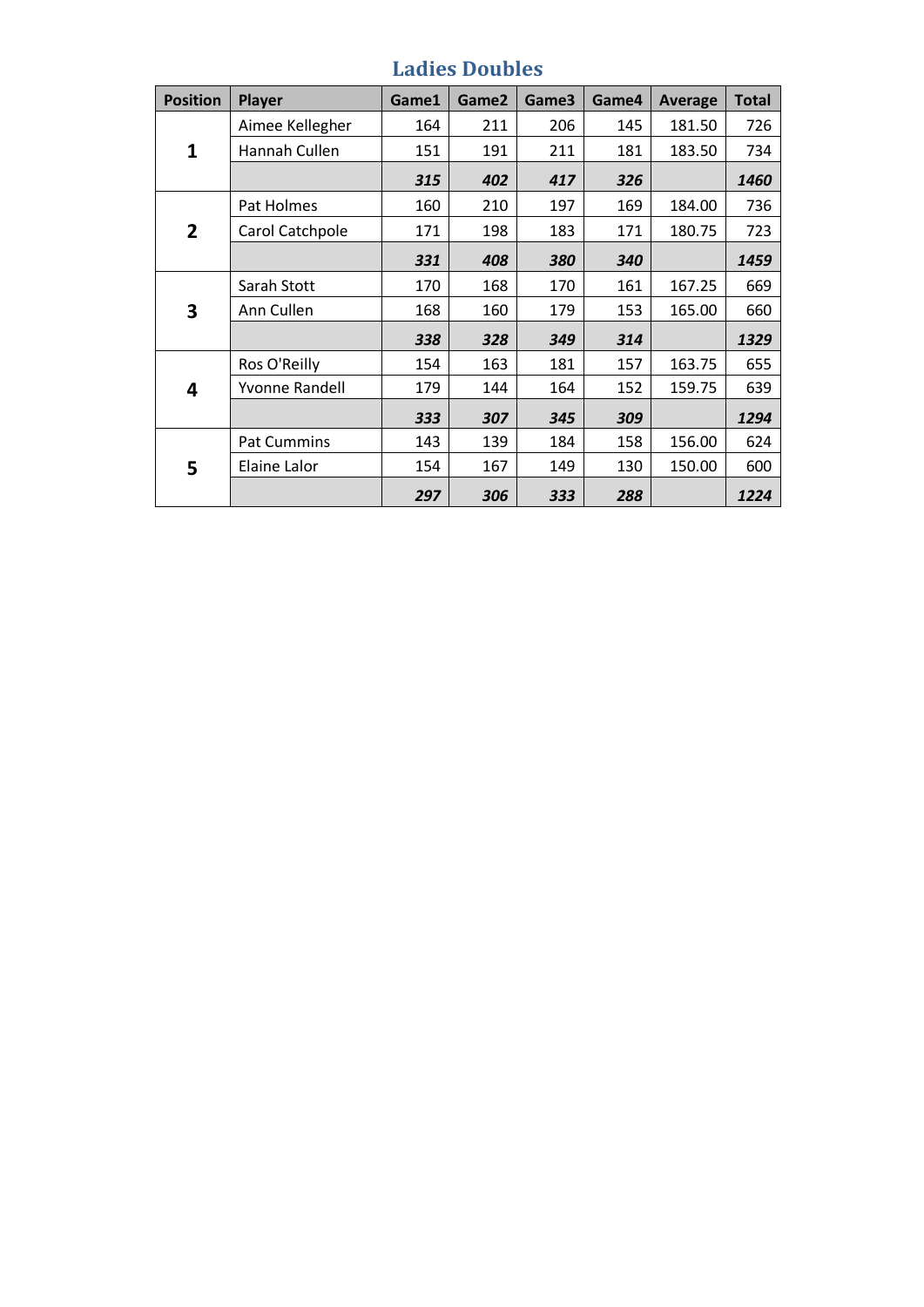## Ladies Doubles

| Position | Player | Game1 | Game2 | Game3 | Game4 | Average | Total |
|---|---|---|---|---|---|---|---|
| **1** | Aimee Kellegher | 164 | 211 | 206 | 145 | 181.50 | 726 |
| | Hannah Cullen | 151 | 191 | 211 | 181 | 183.50 | 734 |
| | | ***315*** | ***402*** | ***417*** | ***326*** | | ***1460*** |
| **2** | Pat Holmes | 160 | 210 | 197 | 169 | 184.00 | 736 |
| | Carol Catchpole | 171 | 198 | 183 | 171 | 180.75 | 723 |
| | | ***331*** | ***408*** | ***380*** | ***340*** | | ***1459*** |
| **3** | Sarah Stott | 170 | 168 | 170 | 161 | 167.25 | 669 |
| | Ann Cullen | 168 | 160 | 179 | 153 | 165.00 | 660 |
| | | ***338*** | ***328*** | ***349*** | ***314*** | | ***1329*** |
| **4** | Ros O'Reilly | 154 | 163 | 181 | 157 | 163.75 | 655 |
| | Yvonne Randell | 179 | 144 | 164 | 152 | 159.75 | 639 |
| | | ***333*** | ***307*** | ***345*** | ***309*** | | ***1294*** |
| **5** | Pat Cummins | 143 | 139 | 184 | 158 | 156.00 | 624 |
| | Elaine Lalor | 154 | 167 | 149 | 130 | 150.00 | 600 |
| | | ***297*** | ***306*** | ***333*** | ***288*** | | ***1224*** |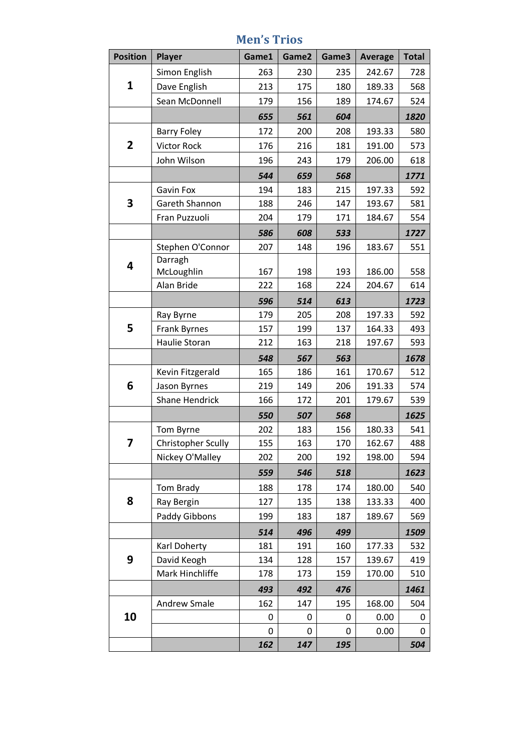# Men's Trios

| Position | Player | Game1 | Game2 | Game3 | Average | Total |
|---|---|---|---|---|---|---|
| 1 | Simon English | 263 | 230 | 235 | 242.67 | 728 |
| | Dave English | 213 | 175 | 180 | 189.33 | 568 |
| | Sean McDonnell | 179 | 156 | 189 | 174.67 | 524 |
| | | ***655*** | ***561*** | ***604*** | | ***1820*** |
| 2 | Barry Foley | 172 | 200 | 208 | 193.33 | 580 |
| | Victor Rock | 176 | 216 | 181 | 191.00 | 573 |
| | John Wilson | 196 | 243 | 179 | 206.00 | 618 |
| | | ***544*** | ***659*** | ***568*** | | ***1771*** |
| 3 | Gavin Fox | 194 | 183 | 215 | 197.33 | 592 |
| | Gareth Shannon | 188 | 246 | 147 | 193.67 | 581 |
| | Fran Puzzuoli | 204 | 179 | 171 | 184.67 | 554 |
| | | ***586*** | ***608*** | ***533*** | | ***1727*** |
| 4 | Stephen O'Connor | 207 | 148 | 196 | 183.67 | 551 |
| | Darragh McLoughlin | 167 | 198 | 193 | 186.00 | 558 |
| | Alan Bride | 222 | 168 | 224 | 204.67 | 614 |
| | | ***596*** | ***514*** | ***613*** | | ***1723*** |
| 5 | Ray Byrne | 179 | 205 | 208 | 197.33 | 592 |
| | Frank Byrnes | 157 | 199 | 137 | 164.33 | 493 |
| | Haulie Storan | 212 | 163 | 218 | 197.67 | 593 |
| | | ***548*** | ***567*** | ***563*** | | ***1678*** |
| 6 | Kevin Fitzgerald | 165 | 186 | 161 | 170.67 | 512 |
| | Jason Byrnes | 219 | 149 | 206 | 191.33 | 574 |
| | Shane Hendrick | 166 | 172 | 201 | 179.67 | 539 |
| | | ***550*** | ***507*** | ***568*** | | ***1625*** |
| 7 | Tom Byrne | 202 | 183 | 156 | 180.33 | 541 |
| | Christopher Scully | 155 | 163 | 170 | 162.67 | 488 |
| | Nickey O'Malley | 202 | 200 | 192 | 198.00 | 594 |
| | | ***559*** | ***546*** | ***518*** | | ***1623*** |
| 8 | Tom Brady | 188 | 178 | 174 | 180.00 | 540 |
| | Ray Bergin | 127 | 135 | 138 | 133.33 | 400 |
| | Paddy Gibbons | 199 | 183 | 187 | 189.67 | 569 |
| | | ***514*** | ***496*** | ***499*** | | ***1509*** |
| 9 | Karl Doherty | 181 | 191 | 160 | 177.33 | 532 |
| | David Keogh | 134 | 128 | 157 | 139.67 | 419 |
| | Mark Hinchliffe | 178 | 173 | 159 | 170.00 | 510 |
| | | ***493*** | ***492*** | ***476*** | | ***1461*** |
| 10 | Andrew Smale | 162 | 147 | 195 | 168.00 | 504 |
| | | 0 | 0 | 0 | 0.00 | 0 |
| | | 0 | 0 | 0 | 0.00 | 0 |
| | | ***162*** | ***147*** | ***195*** | | ***504*** |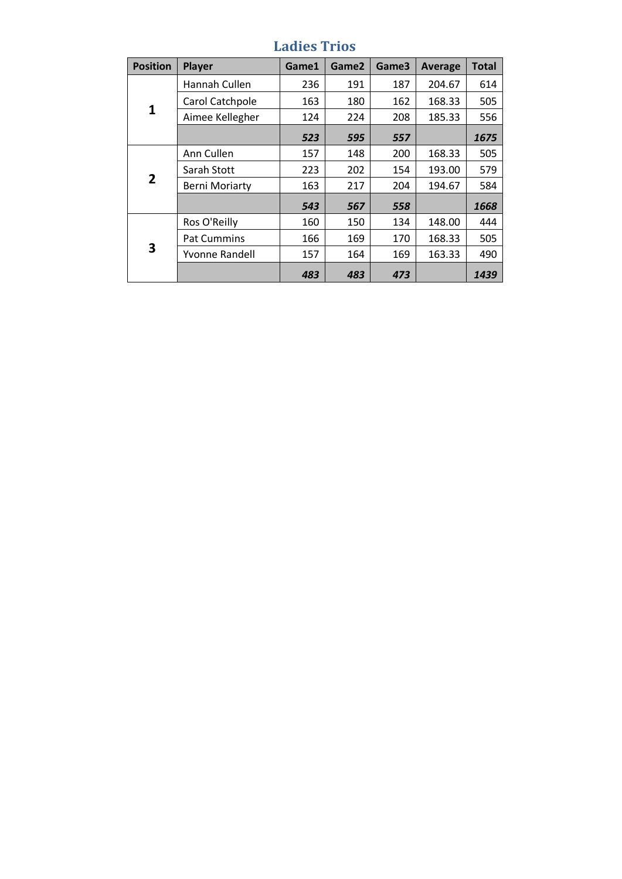# Ladies Trios

| Position | Player | Game1 | Game2 | Game3 | Average | Total |
|---|---|---|---|---|---|---|
| 1 | Hannah Cullen | 236 | 191 | 187 | 204.67 | 614 |
| | Carol Catchpole | 163 | 180 | 162 | 168.33 | 505 |
| | Aimee Kellegher | 124 | 224 | 208 | 185.33 | 556 |
| | | ***523*** | ***595*** | ***557*** | | ***1675*** |
| 2 | Ann Cullen | 157 | 148 | 200 | 168.33 | 505 |
| | Sarah Stott | 223 | 202 | 154 | 193.00 | 579 |
| | Berni Moriarty | 163 | 217 | 204 | 194.67 | 584 |
| | | ***543*** | ***567*** | ***558*** | | ***1668*** |
| 3 | Ros O'Reilly | 160 | 150 | 134 | 148.00 | 444 |
| | Pat Cummins | 166 | 169 | 170 | 168.33 | 505 |
| | Yvonne Randell | 157 | 164 | 169 | 163.33 | 490 |
| | | ***483*** | ***483*** | ***473*** | | ***1439*** |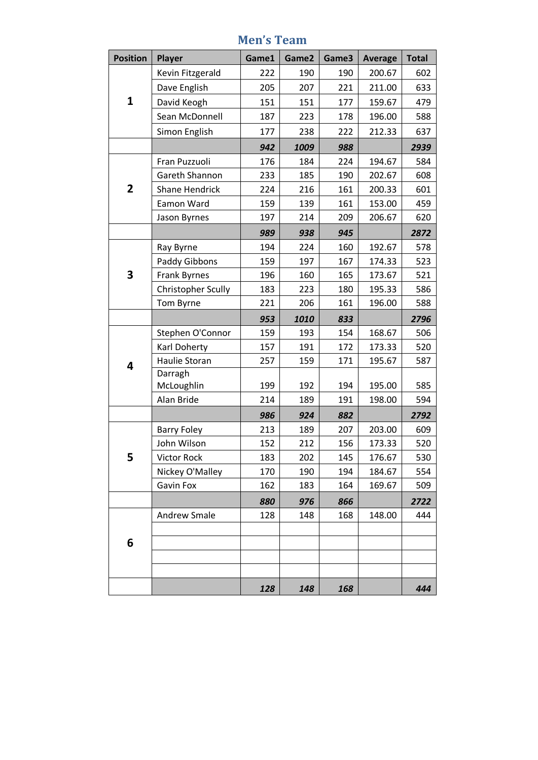## Men's Team

| Position | Player | Game1 | Game2 | Game3 | Average | Total |
|---|---|---|---|---|---|---|
| 1 | Kevin Fitzgerald | 222 | 190 | 190 | 200.67 | 602 |
| | Dave English | 205 | 207 | 221 | 211.00 | 633 |
| | David Keogh | 151 | 151 | 177 | 159.67 | 479 |
| | Sean McDonnell | 187 | 223 | 178 | 196.00 | 588 |
| | Simon English | 177 | 238 | 222 | 212.33 | 637 |
| | | ***942*** | ***1009*** | ***988*** | | ***2939*** |
| 2 | Fran Puzzuoli | 176 | 184 | 224 | 194.67 | 584 |
| | Gareth Shannon | 233 | 185 | 190 | 202.67 | 608 |
| | Shane Hendrick | 224 | 216 | 161 | 200.33 | 601 |
| | Eamon Ward | 159 | 139 | 161 | 153.00 | 459 |
| | Jason Byrnes | 197 | 214 | 209 | 206.67 | 620 |
| | | ***989*** | ***938*** | ***945*** | | ***2872*** |
| 3 | Ray Byrne | 194 | 224 | 160 | 192.67 | 578 |
| | Paddy Gibbons | 159 | 197 | 167 | 174.33 | 523 |
| | Frank Byrnes | 196 | 160 | 165 | 173.67 | 521 |
| | Christopher Scully | 183 | 223 | 180 | 195.33 | 586 |
| | Tom Byrne | 221 | 206 | 161 | 196.00 | 588 |
| | | ***953*** | ***1010*** | ***833*** | | ***2796*** |
| 4 | Stephen O'Connor | 159 | 193 | 154 | 168.67 | 506 |
| | Karl Doherty | 157 | 191 | 172 | 173.33 | 520 |
| | Haulie Storan | 257 | 159 | 171 | 195.67 | 587 |
| | Darragh McLoughlin | 199 | 192 | 194 | 195.00 | 585 |
| | Alan Bride | 214 | 189 | 191 | 198.00 | 594 |
| | | ***986*** | ***924*** | ***882*** | | ***2792*** |
| 5 | Barry Foley | 213 | 189 | 207 | 203.00 | 609 |
| | John Wilson | 152 | 212 | 156 | 173.33 | 520 |
| | Victor Rock | 183 | 202 | 145 | 176.67 | 530 |
| | Nickey O'Malley | 170 | 190 | 194 | 184.67 | 554 |
| | Gavin Fox | 162 | 183 | 164 | 169.67 | 509 |
| | | ***880*** | ***976*** | ***866*** | | ***2722*** |
| 6 | Andrew Smale | 128 | 148 | 168 | 148.00 | 444 |
| | | | | | | |
| | | | | | | |
| | | | | | | |
| | | | | | | |
| | | ***128*** | ***148*** | ***168*** | | ***444*** |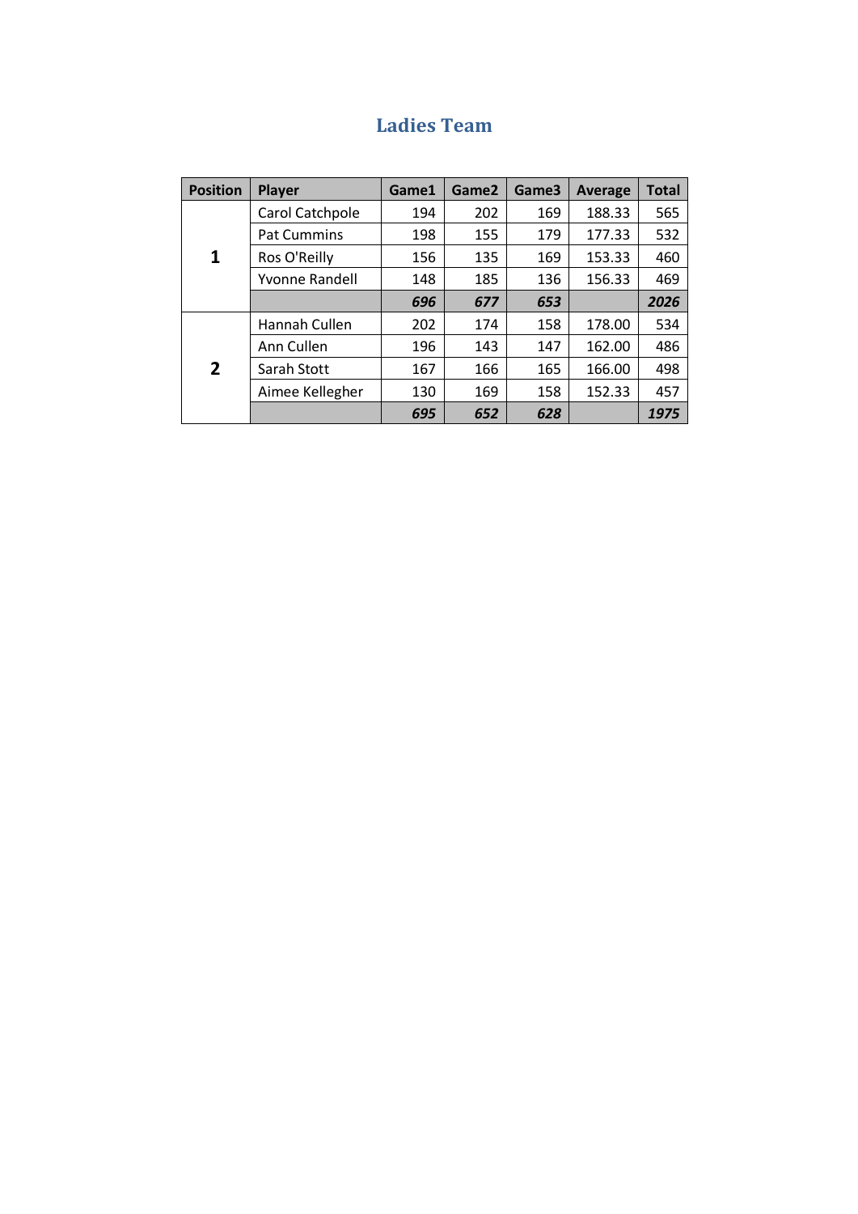## Ladies Team

| Position | Player | Game1 | Game2 | Game3 | Average | Total |
|---|---|---|---|---|---|---|
| **1** | Carol Catchpole | 194 | 202 | 169 | 188.33 | 565 |
| | Pat Cummins | 198 | 155 | 179 | 177.33 | 532 |
| | Ros O'Reilly | 156 | 135 | 169 | 153.33 | 460 |
| | Yvonne Randell | 148 | 185 | 136 | 156.33 | 469 |
| | | ***696*** | ***677*** | ***653*** | | ***2026*** |
| **2** | Hannah Cullen | 202 | 174 | 158 | 178.00 | 534 |
| | Ann Cullen | 196 | 143 | 147 | 162.00 | 486 |
| | Sarah Stott | 167 | 166 | 165 | 166.00 | 498 |
| | Aimee Kellegher | 130 | 169 | 158 | 152.33 | 457 |
| | | ***695*** | ***652*** | ***628*** | | ***1975*** |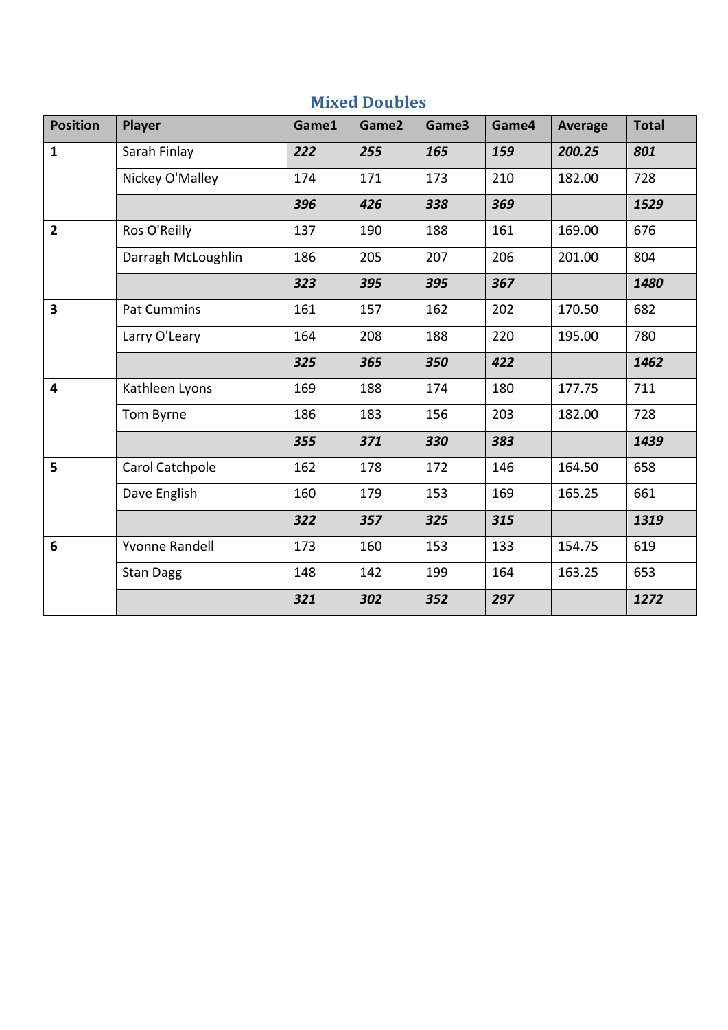## Mixed Doubles

| Position | Player | Game1 | Game2 | Game3 | Game4 | Average | Total |
|---|---|---|---|---|---|---|---|
| **1** | Sarah Finlay | ***222*** | ***255*** | ***165*** | ***159*** | ***200.25*** | ***801*** |
| | Nickey O'Malley | 174 | 171 | 173 | 210 | 182.00 | 728 |
| | | ***396*** | ***426*** | ***338*** | ***369*** | | ***1529*** |
| **2** | Ros O'Reilly | 137 | 190 | 188 | 161 | 169.00 | 676 |
| | Darragh McLoughlin | 186 | 205 | 207 | 206 | 201.00 | 804 |
| | | ***323*** | ***395*** | ***395*** | ***367*** | | ***1480*** |
| **3** | Pat Cummins | 161 | 157 | 162 | 202 | 170.50 | 682 |
| | Larry O'Leary | 164 | 208 | 188 | 220 | 195.00 | 780 |
| | | ***325*** | ***365*** | ***350*** | ***422*** | | ***1462*** |
| **4** | Kathleen Lyons | 169 | 188 | 174 | 180 | 177.75 | 711 |
| | Tom Byrne | 186 | 183 | 156 | 203 | 182.00 | 728 |
| | | ***355*** | ***371*** | ***330*** | ***383*** | | ***1439*** |
| **5** | Carol Catchpole | 162 | 178 | 172 | 146 | 164.50 | 658 |
| | Dave English | 160 | 179 | 153 | 169 | 165.25 | 661 |
| | | ***322*** | ***357*** | ***325*** | ***315*** | | ***1319*** |
| **6** | Yvonne Randell | 173 | 160 | 153 | 133 | 154.75 | 619 |
| | Stan Dagg | 148 | 142 | 199 | 164 | 163.25 | 653 |
| | | ***321*** | ***302*** | ***352*** | ***297*** | | ***1272*** |